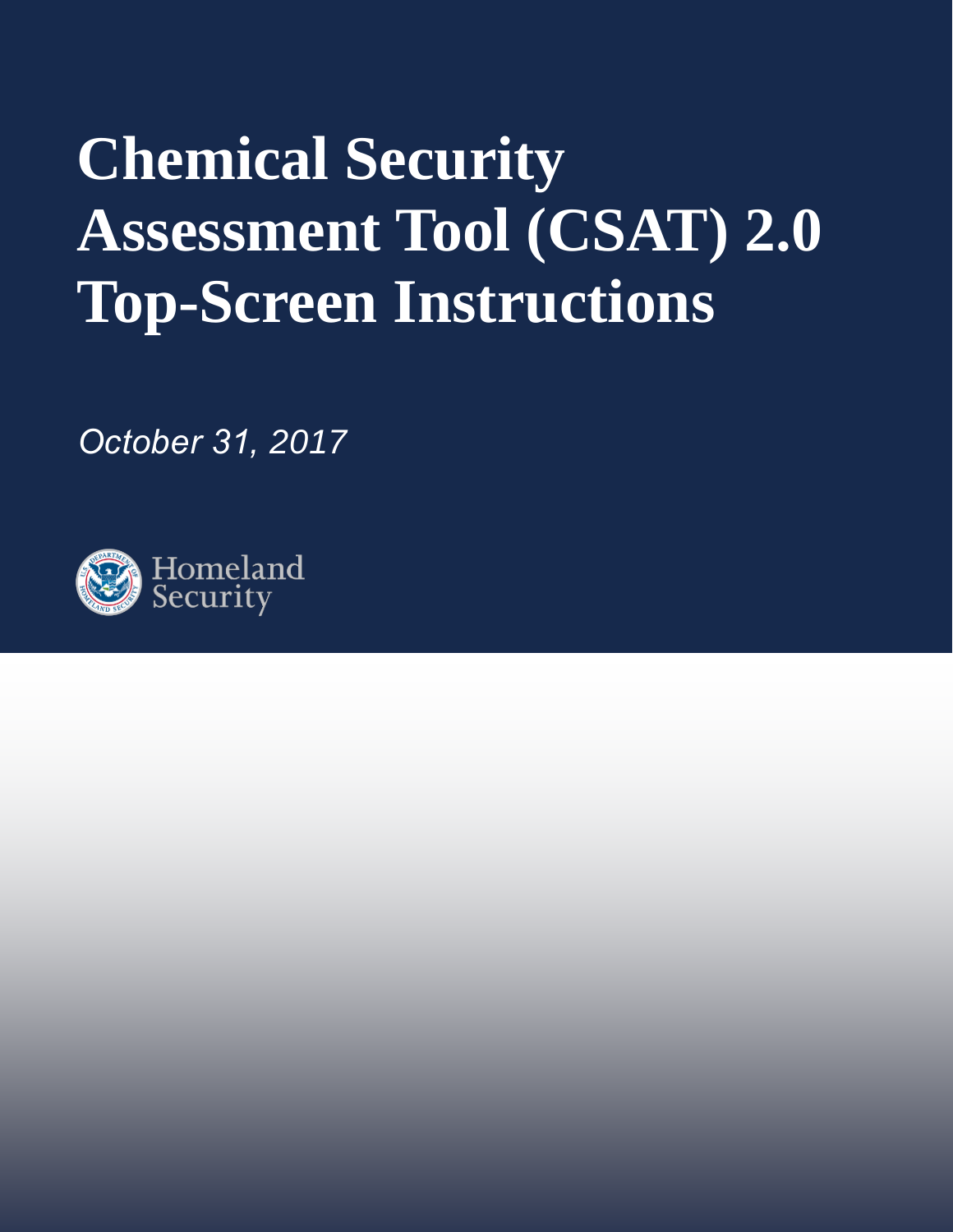# Chemical Security Assessment Tool (CSAT) 2.0 Top-Screen Instructions

*October 31, 2017*

Homeland Security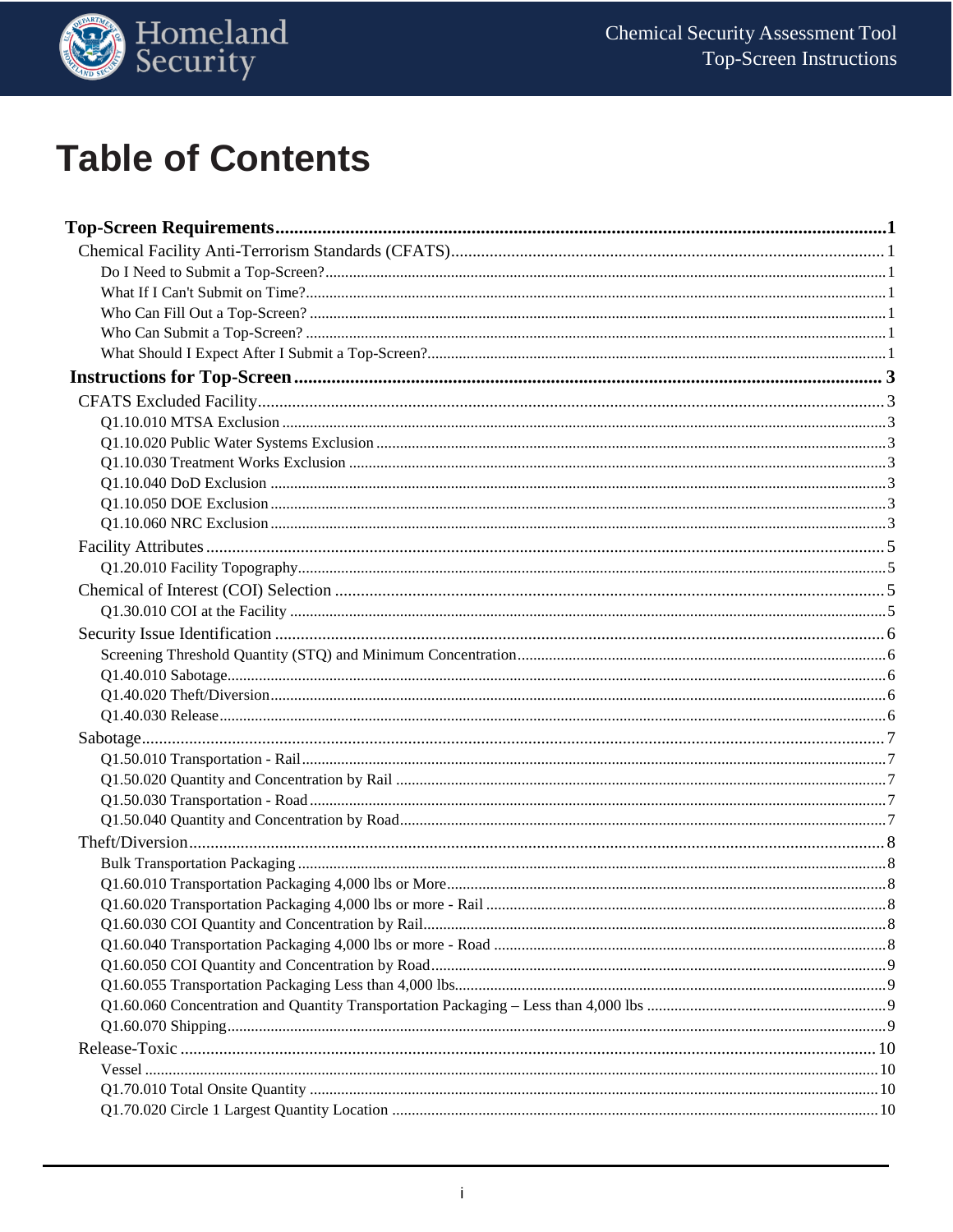# Table of Contents

**Top-Screen Requirements** ........ **1**

- Chemical Facility Anti-Terrorism Standards (CFATS) ........ 1
  - Do I Need to Submit a Top-Screen? ........ 1
  - What If I Can't Submit on Time? ........ 1
  - Who Can Fill Out a Top-Screen? ........ 1
  - Who Can Submit a Top-Screen? ........ 1
  - What Should I Expect After I Submit a Top-Screen? ........ 1

**Instructions for Top-Screen** ........ **3**

- CFATS Excluded Facility ........ 3
  - Q1.10.010 MTSA Exclusion ........ 3
  - Q1.10.020 Public Water Systems Exclusion ........ 3
  - Q1.10.030 Treatment Works Exclusion ........ 3
  - Q1.10.040 DoD Exclusion ........ 3
  - Q1.10.050 DOE Exclusion ........ 3
  - Q1.10.060 NRC Exclusion ........ 3
- Facility Attributes ........ 5
  - Q1.20.010 Facility Topography ........ 5
- Chemical of Interest (COI) Selection ........ 5
  - Q1.30.010 COI at the Facility ........ 5
- Security Issue Identification ........ 6
  - Screening Threshold Quantity (STQ) and Minimum Concentration ........ 6
  - Q1.40.010 Sabotage ........ 6
  - Q1.40.020 Theft/Diversion ........ 6
  - Q1.40.030 Release ........ 6
- Sabotage ........ 7
  - Q1.50.010 Transportation - Rail ........ 7
  - Q1.50.020 Quantity and Concentration by Rail ........ 7
  - Q1.50.030 Transportation - Road ........ 7
  - Q1.50.040 Quantity and Concentration by Road ........ 7
- Theft/Diversion ........ 8
  - Bulk Transportation Packaging ........ 8
  - Q1.60.010 Transportation Packaging 4,000 lbs or More ........ 8
  - Q1.60.020 Transportation Packaging 4,000 lbs or more - Rail ........ 8
  - Q1.60.030 COI Quantity and Concentration by Rail ........ 8
  - Q1.60.040 Transportation Packaging 4,000 lbs or more - Road ........ 8
  - Q1.60.050 COI Quantity and Concentration by Road ........ 9
  - Q1.60.055 Transportation Packaging Less than 4,000 lbs ........ 9
  - Q1.60.060 Concentration and Quantity Transportation Packaging – Less than 4,000 lbs ........ 9
  - Q1.60.070 Shipping ........ 9
- Release-Toxic ........ 10
  - Vessel ........ 10
  - Q1.70.010 Total Onsite Quantity ........ 10
  - Q1.70.020 Circle 1 Largest Quantity Location ........ 10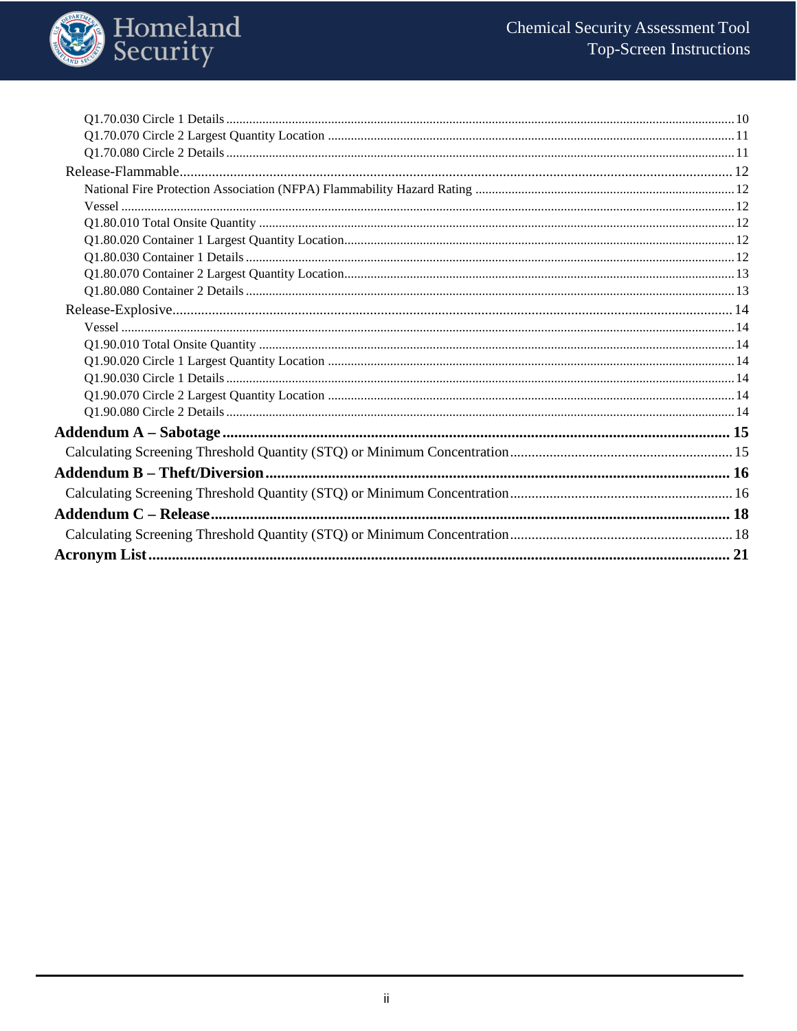- Q1.70.030 Circle 1 Details ........ 10
- Q1.70.070 Circle 2 Largest Quantity Location ........ 11
- Q1.70.080 Circle 2 Details ........ 11

Release-Flammable ........ 12

- National Fire Protection Association (NFPA) Flammability Hazard Rating ........ 12
- Vessel ........ 12
- Q1.80.010 Total Onsite Quantity ........ 12
- Q1.80.020 Container 1 Largest Quantity Location ........ 12
- Q1.80.030 Container 1 Details ........ 12
- Q1.80.070 Container 2 Largest Quantity Location ........ 13
- Q1.80.080 Container 2 Details ........ 13

Release-Explosive ........ 14

- Vessel ........ 14
- Q1.90.010 Total Onsite Quantity ........ 14
- Q1.90.020 Circle 1 Largest Quantity Location ........ 14
- Q1.90.030 Circle 1 Details ........ 14
- Q1.90.070 Circle 2 Largest Quantity Location ........ 14
- Q1.90.080 Circle 2 Details ........ 14

**Addendum A – Sabotage ........ 15**

Calculating Screening Threshold Quantity (STQ) or Minimum Concentration ........ 15

**Addendum B – Theft/Diversion ........ 16**

Calculating Screening Threshold Quantity (STQ) or Minimum Concentration ........ 16

**Addendum C – Release ........ 18**

Calculating Screening Threshold Quantity (STQ) or Minimum Concentration ........ 18

**Acronym List ........ 21**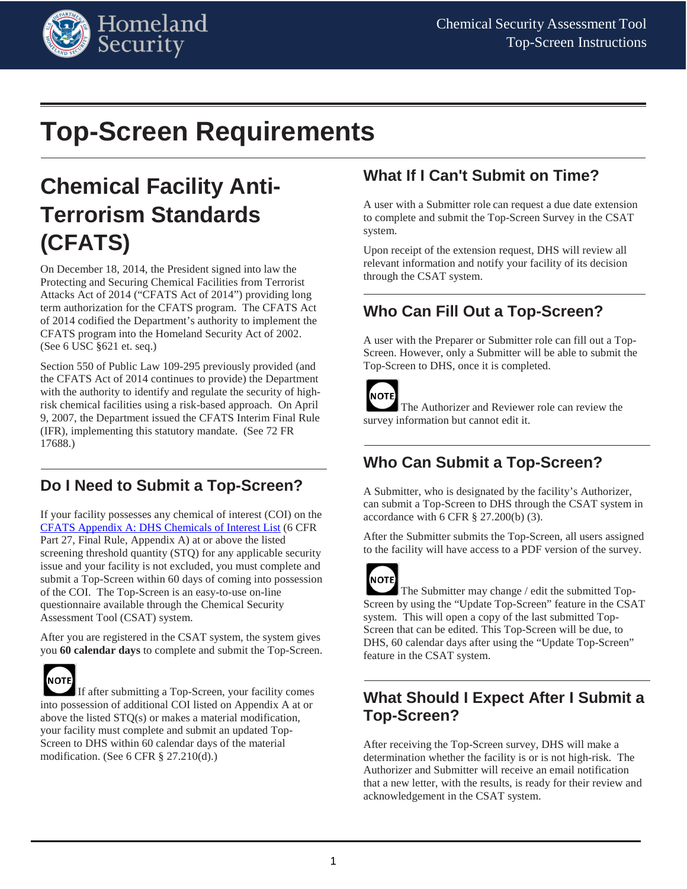# Top-Screen Requirements

## Chemical Facility Anti-Terrorism Standards (CFATS)

On December 18, 2014, the President signed into law the Protecting and Securing Chemical Facilities from Terrorist Attacks Act of 2014 ("CFATS Act of 2014") providing long term authorization for the CFATS program. The CFATS Act of 2014 codified the Department's authority to implement the CFATS program into the Homeland Security Act of 2002. (See 6 USC §621 et. seq.)

Section 550 of Public Law 109-295 previously provided (and the CFATS Act of 2014 continues to provide) the Department with the authority to identify and regulate the security of high-risk chemical facilities using a risk-based approach. On April 9, 2007, the Department issued the CFATS Interim Final Rule (IFR), implementing this statutory mandate. (See 72 FR 17688.)

### Do I Need to Submit a Top-Screen?

If your facility possesses any chemical of interest (COI) on the CFATS Appendix A: DHS Chemicals of Interest List (6 CFR Part 27, Final Rule, Appendix A) at or above the listed screening threshold quantity (STQ) for any applicable security issue and your facility is not excluded, you must complete and submit a Top-Screen within 60 days of coming into possession of the COI. The Top-Screen is an easy-to-use on-line questionnaire available through the Chemical Security Assessment Tool (CSAT) system.

After you are registered in the CSAT system, the system gives you **60 calendar days** to complete and submit the Top-Screen.

NOTE: If after submitting a Top-Screen, your facility comes into possession of additional COI listed on Appendix A at or above the listed STQ(s) or makes a material modification, your facility must complete and submit an updated Top-Screen to DHS within 60 calendar days of the material modification. (See 6 CFR § 27.210(d).)

### What If I Can't Submit on Time?

A user with a Submitter role can request a due date extension to complete and submit the Top-Screen Survey in the CSAT system.

Upon receipt of the extension request, DHS will review all relevant information and notify your facility of its decision through the CSAT system.

### Who Can Fill Out a Top-Screen?

A user with the Preparer or Submitter role can fill out a Top-Screen. However, only a Submitter will be able to submit the Top-Screen to DHS, once it is completed.

NOTE: The Authorizer and Reviewer role can review the survey information but cannot edit it.

### Who Can Submit a Top-Screen?

A Submitter, who is designated by the facility's Authorizer, can submit a Top-Screen to DHS through the CSAT system in accordance with 6 CFR § 27.200(b) (3).

After the Submitter submits the Top-Screen, all users assigned to the facility will have access to a PDF version of the survey.

NOTE: The Submitter may change / edit the submitted Top-Screen by using the "Update Top-Screen" feature in the CSAT system. This will open a copy of the last submitted Top-Screen that can be edited. This Top-Screen will be due, to DHS, 60 calendar days after using the "Update Top-Screen" feature in the CSAT system.

### What Should I Expect After I Submit a Top-Screen?

After receiving the Top-Screen survey, DHS will make a determination whether the facility is or is not high-risk. The Authorizer and Submitter will receive an email notification that a new letter, with the results, is ready for their review and acknowledgement in the CSAT system.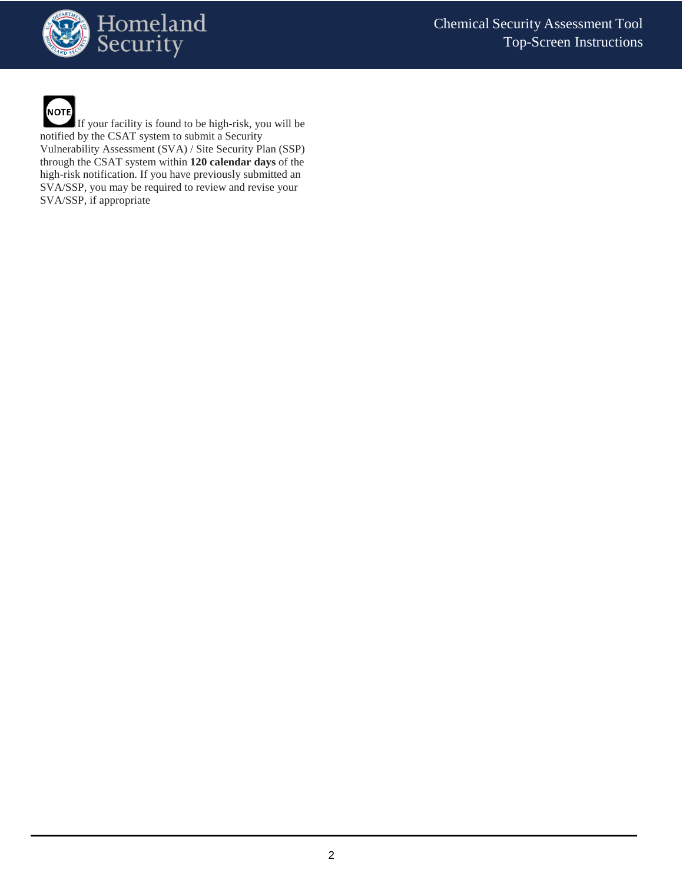**NOTE** If your facility is found to be high-risk, you will be notified by the CSAT system to submit a Security Vulnerability Assessment (SVA) / Site Security Plan (SSP) through the CSAT system within **120 calendar days** of the high-risk notification. If you have previously submitted an SVA/SSP, you may be required to review and revise your SVA/SSP, if appropriate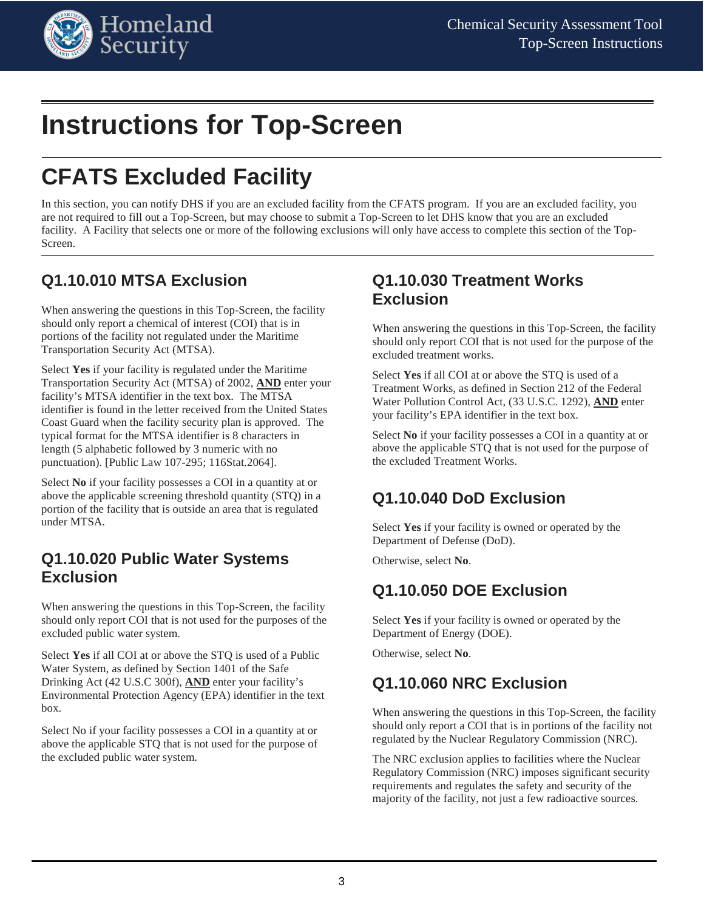# Instructions for Top-Screen

# CFATS Excluded Facility

In this section, you can notify DHS if you are an excluded facility from the CFATS program. If you are an excluded facility, you are not required to fill out a Top-Screen, but may choose to submit a Top-Screen to let DHS know that you are an excluded facility. A Facility that selects one or more of the following exclusions will only have access to complete this section of the Top-Screen.

## Q1.10.010 MTSA Exclusion

When answering the questions in this Top-Screen, the facility should only report a chemical of interest (COI) that is in portions of the facility not regulated under the Maritime Transportation Security Act (MTSA).

Select **Yes** if your facility is regulated under the Maritime Transportation Security Act (MTSA) of 2002, **AND** enter your facility's MTSA identifier in the text box. The MTSA identifier is found in the letter received from the United States Coast Guard when the facility security plan is approved. The typical format for the MTSA identifier is 8 characters in length (5 alphabetic followed by 3 numeric with no punctuation). [Public Law 107-295; 116Stat.2064].

Select **No** if your facility possesses a COI in a quantity at or above the applicable screening threshold quantity (STQ) in a portion of the facility that is outside an area that is regulated under MTSA.

## Q1.10.020 Public Water Systems Exclusion

When answering the questions in this Top-Screen, the facility should only report COI that is not used for the purposes of the excluded public water system.

Select **Yes** if all COI at or above the STQ is used of a Public Water System, as defined by Section 1401 of the Safe Drinking Act (42 U.S.C 300f), **AND** enter your facility's Environmental Protection Agency (EPA) identifier in the text box.

Select No if your facility possesses a COI in a quantity at or above the applicable STQ that is not used for the purpose of the excluded public water system.

## Q1.10.030 Treatment Works Exclusion

When answering the questions in this Top-Screen, the facility should only report COI that is not used for the purpose of the excluded treatment works.

Select **Yes** if all COI at or above the STQ is used of a Treatment Works, as defined in Section 212 of the Federal Water Pollution Control Act, (33 U.S.C. 1292), **AND** enter your facility's EPA identifier in the text box.

Select **No** if your facility possesses a COI in a quantity at or above the applicable STQ that is not used for the purpose of the excluded Treatment Works.

## Q1.10.040 DoD Exclusion

Select **Yes** if your facility is owned or operated by the Department of Defense (DoD).

Otherwise, select **No**.

## Q1.10.050 DOE Exclusion

Select **Yes** if your facility is owned or operated by the Department of Energy (DOE).

Otherwise, select **No**.

## Q1.10.060 NRC Exclusion

When answering the questions in this Top-Screen, the facility should only report a COI that is in portions of the facility not regulated by the Nuclear Regulatory Commission (NRC).

The NRC exclusion applies to facilities where the Nuclear Regulatory Commission (NRC) imposes significant security requirements and regulates the safety and security of the majority of the facility, not just a few radioactive sources.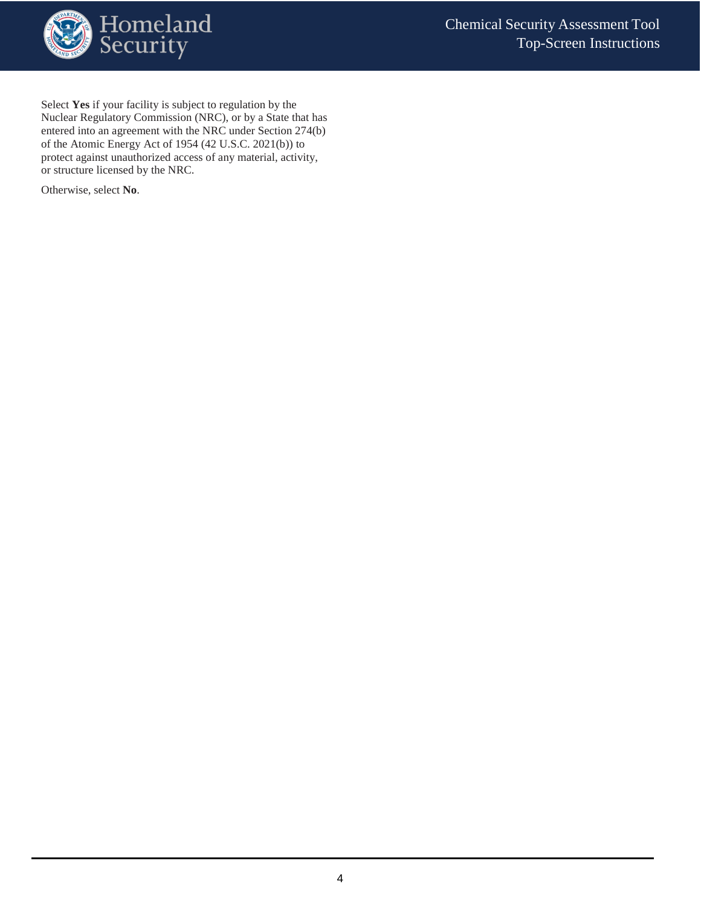Select **Yes** if your facility is subject to regulation by the Nuclear Regulatory Commission (NRC), or by a State that has entered into an agreement with the NRC under Section 274(b) of the Atomic Energy Act of 1954 (42 U.S.C. 2021(b)) to protect against unauthorized access of any material, activity, or structure licensed by the NRC.

Otherwise, select **No**.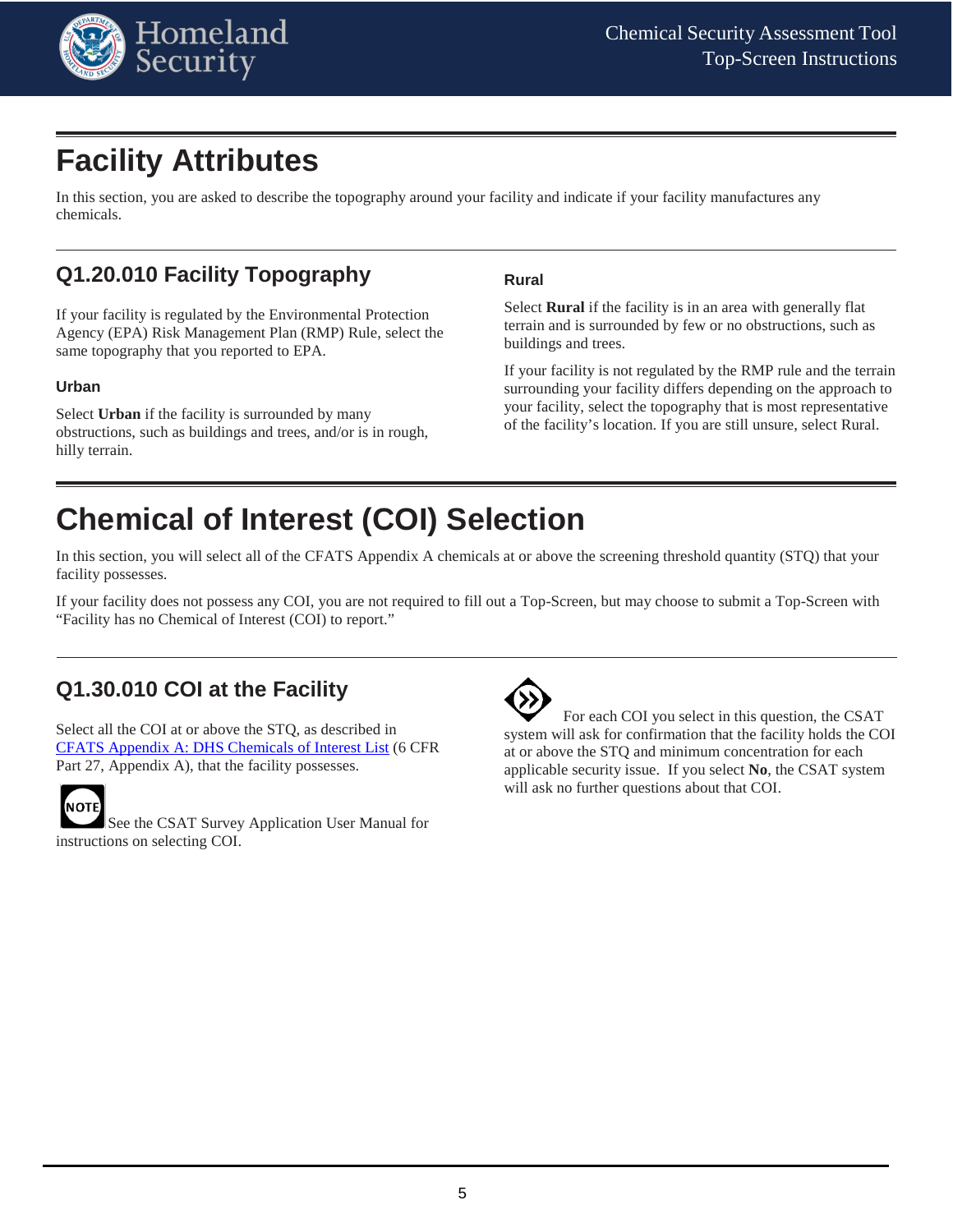# Facility Attributes

In this section, you are asked to describe the topography around your facility and indicate if your facility manufactures any chemicals.

## Q1.20.010 Facility Topography

If your facility is regulated by the Environmental Protection Agency (EPA) Risk Management Plan (RMP) Rule, select the same topography that you reported to EPA.

### Urban

Select **Urban** if the facility is surrounded by many obstructions, such as buildings and trees, and/or is in rough, hilly terrain.

### Rural

Select **Rural** if the facility is in an area with generally flat terrain and is surrounded by few or no obstructions, such as buildings and trees.

If your facility is not regulated by the RMP rule and the terrain surrounding your facility differs depending on the approach to your facility, select the topography that is most representative of the facility's location. If you are still unsure, select Rural.

# Chemical of Interest (COI) Selection

In this section, you will select all of the CFATS Appendix A chemicals at or above the screening threshold quantity (STQ) that your facility possesses.

If your facility does not possess any COI, you are not required to fill out a Top-Screen, but may choose to submit a Top-Screen with "Facility has no Chemical of Interest (COI) to report."

## Q1.30.010 COI at the Facility

Select all the COI at or above the STQ, as described in [CFATS Appendix A: DHS Chemicals of Interest List](#) (6 CFR Part 27, Appendix A), that the facility possesses.

NOTE: See the CSAT Survey Application User Manual for instructions on selecting COI.

For each COI you select in this question, the CSAT system will ask for confirmation that the facility holds the COI at or above the STQ and minimum concentration for each applicable security issue. If you select **No**, the CSAT system will ask no further questions about that COI.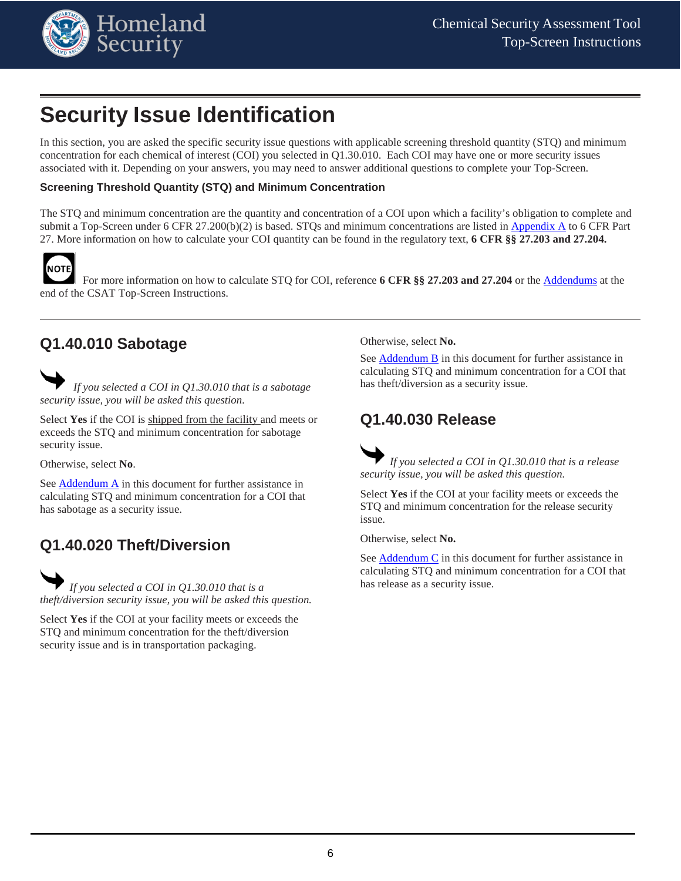# Security Issue Identification

In this section, you are asked the specific security issue questions with applicable screening threshold quantity (STQ) and minimum concentration for each chemical of interest (COI) you selected in Q1.30.010. Each COI may have one or more security issues associated with it. Depending on your answers, you may need to answer additional questions to complete your Top-Screen.

**Screening Threshold Quantity (STQ) and Minimum Concentration**

The STQ and minimum concentration are the quantity and concentration of a COI upon which a facility's obligation to complete and submit a Top-Screen under 6 CFR 27.200(b)(2) is based. STQs and minimum concentrations are listed in Appendix A to 6 CFR Part 27. More information on how to calculate your COI quantity can be found in the regulatory text, **6 CFR §§ 27.203 and 27.204.**

NOTE: For more information on how to calculate STQ for COI, reference **6 CFR §§ 27.203 and 27.204** or the Addendums at the end of the CSAT Top-Screen Instructions.

---

## Q1.40.010 Sabotage

*If you selected a COI in Q1.30.010 that is a sabotage security issue, you will be asked this question.*

Select **Yes** if the COI is shipped from the facility and meets or exceeds the STQ and minimum concentration for sabotage security issue.

Otherwise, select **No**.

See Addendum A in this document for further assistance in calculating STQ and minimum concentration for a COI that has sabotage as a security issue.

## Q1.40.020 Theft/Diversion

*If you selected a COI in Q1.30.010 that is a theft/diversion security issue, you will be asked this question.*

Select **Yes** if the COI at your facility meets or exceeds the STQ and minimum concentration for the theft/diversion security issue and is in transportation packaging.

Otherwise, select **No.**

See Addendum B in this document for further assistance in calculating STQ and minimum concentration for a COI that has theft/diversion as a security issue.

## Q1.40.030 Release

*If you selected a COI in Q1.30.010 that is a release security issue, you will be asked this question.*

Select **Yes** if the COI at your facility meets or exceeds the STQ and minimum concentration for the release security issue.

Otherwise, select **No.**

See Addendum C in this document for further assistance in calculating STQ and minimum concentration for a COI that has release as a security issue.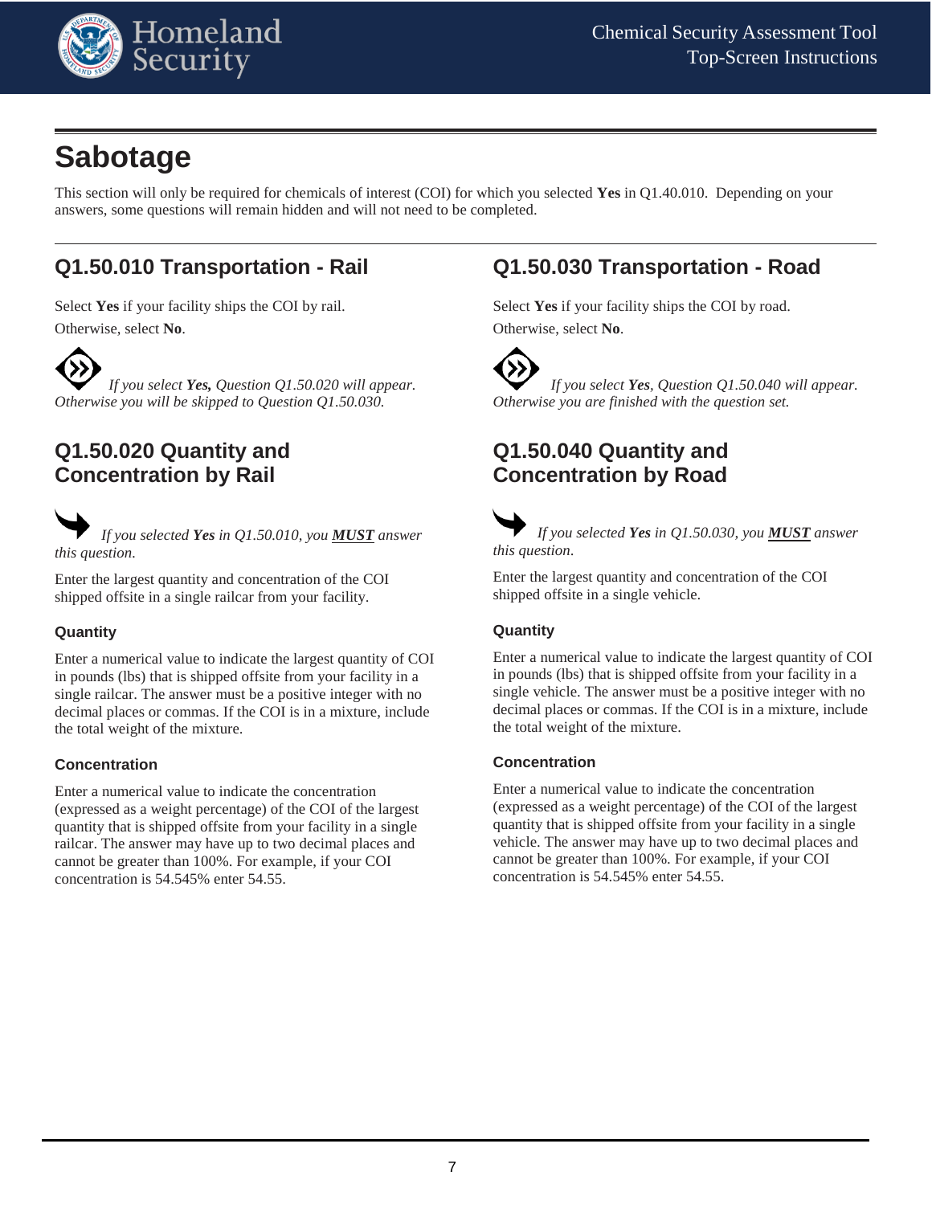# Sabotage

This section will only be required for chemicals of interest (COI) for which you selected **Yes** in Q1.40.010. Depending on your answers, some questions will remain hidden and will not need to be completed.

## Q1.50.010 Transportation - Rail

Select **Yes** if your facility ships the COI by rail.

Otherwise, select **No**.

*If you select **Yes,** Question Q1.50.020 will appear. Otherwise you will be skipped to Question Q1.50.030.*

## Q1.50.020 Quantity and Concentration by Rail

*If you selected **Yes** in Q1.50.010, you **MUST** answer this question.*

Enter the largest quantity and concentration of the COI shipped offsite in a single railcar from your facility.

### Quantity

Enter a numerical value to indicate the largest quantity of COI in pounds (lbs) that is shipped offsite from your facility in a single railcar. The answer must be a positive integer with no decimal places or commas. If the COI is in a mixture, include the total weight of the mixture.

### Concentration

Enter a numerical value to indicate the concentration (expressed as a weight percentage) of the COI of the largest quantity that is shipped offsite from your facility in a single railcar. The answer may have up to two decimal places and cannot be greater than 100%. For example, if your COI concentration is 54.545% enter 54.55.

## Q1.50.030 Transportation - Road

Select **Yes** if your facility ships the COI by road.

Otherwise, select **No**.

*If you select **Yes**, Question Q1.50.040 will appear. Otherwise you are finished with the question set.*

## Q1.50.040 Quantity and Concentration by Road

*If you selected **Yes** in Q1.50.030, you **MUST** answer this question.*

Enter the largest quantity and concentration of the COI shipped offsite in a single vehicle.

### Quantity

Enter a numerical value to indicate the largest quantity of COI in pounds (lbs) that is shipped offsite from your facility in a single vehicle. The answer must be a positive integer with no decimal places or commas. If the COI is in a mixture, include the total weight of the mixture.

### Concentration

Enter a numerical value to indicate the concentration (expressed as a weight percentage) of the COI of the largest quantity that is shipped offsite from your facility in a single vehicle. The answer may have up to two decimal places and cannot be greater than 100%. For example, if your COI concentration is 54.545% enter 54.55.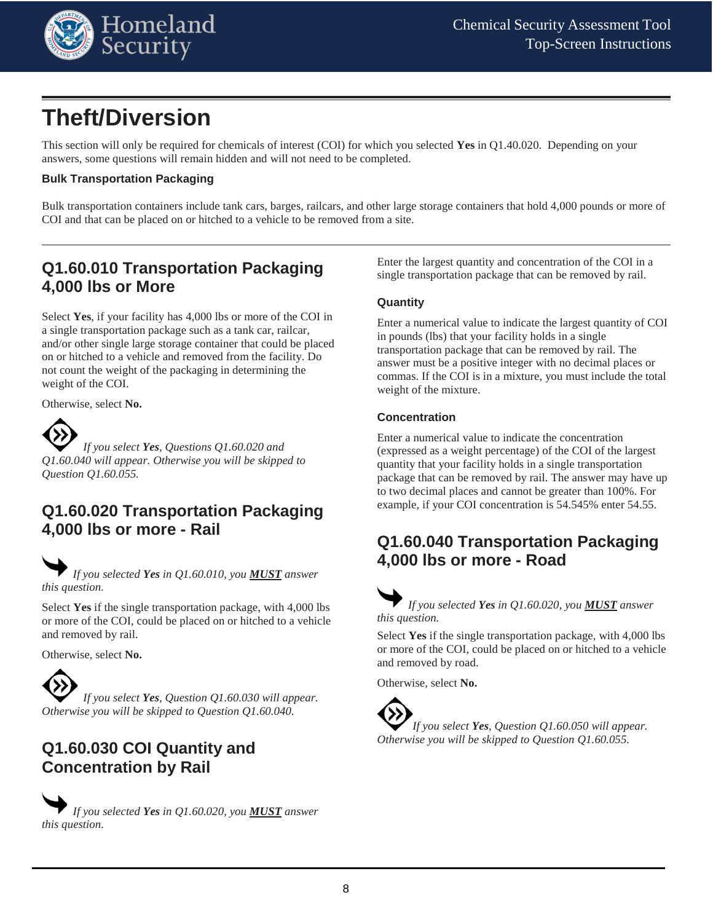# Theft/Diversion

This section will only be required for chemicals of interest (COI) for which you selected **Yes** in Q1.40.020. Depending on your answers, some questions will remain hidden and will not need to be completed.

**Bulk Transportation Packaging**

Bulk transportation containers include tank cars, barges, railcars, and other large storage containers that hold 4,000 pounds or more of COI and that can be placed on or hitched to a vehicle to be removed from a site.

## Q1.60.010 Transportation Packaging 4,000 lbs or More

Select **Yes**, if your facility has 4,000 lbs or more of the COI in a single transportation package such as a tank car, railcar, and/or other single large storage container that could be placed on or hitched to a vehicle and removed from the facility. Do not count the weight of the packaging in determining the weight of the COI.

Otherwise, select **No.**

*If you select **Yes**, Questions Q1.60.020 and Q1.60.040 will appear. Otherwise you will be skipped to Question Q1.60.055.*

## Q1.60.020 Transportation Packaging 4,000 lbs or more - Rail

*If you selected **Yes** in Q1.60.010, you **MUST** answer this question.*

Select **Yes** if the single transportation package, with 4,000 lbs or more of the COI, could be placed on or hitched to a vehicle and removed by rail.

Otherwise, select **No.**

*If you select **Yes**, Question Q1.60.030 will appear. Otherwise you will be skipped to Question Q1.60.040.*

## Q1.60.030 COI Quantity and Concentration by Rail

*If you selected **Yes** in Q1.60.020, you **MUST** answer this question.*

Enter the largest quantity and concentration of the COI in a single transportation package that can be removed by rail.

**Quantity**

Enter a numerical value to indicate the largest quantity of COI in pounds (lbs) that your facility holds in a single transportation package that can be removed by rail. The answer must be a positive integer with no decimal places or commas. If the COI is in a mixture, you must include the total weight of the mixture.

**Concentration**

Enter a numerical value to indicate the concentration (expressed as a weight percentage) of the COI of the largest quantity that your facility holds in a single transportation package that can be removed by rail. The answer may have up to two decimal places and cannot be greater than 100%. For example, if your COI concentration is 54.545% enter 54.55.

## Q1.60.040 Transportation Packaging 4,000 lbs or more - Road

*If you selected **Yes** in Q1.60.020, you **MUST** answer this question.*

Select **Yes** if the single transportation package, with 4,000 lbs or more of the COI, could be placed on or hitched to a vehicle and removed by road.

Otherwise, select **No.**

*If you select **Yes**, Question Q1.60.050 will appear. Otherwise you will be skipped to Question Q1.60.055.*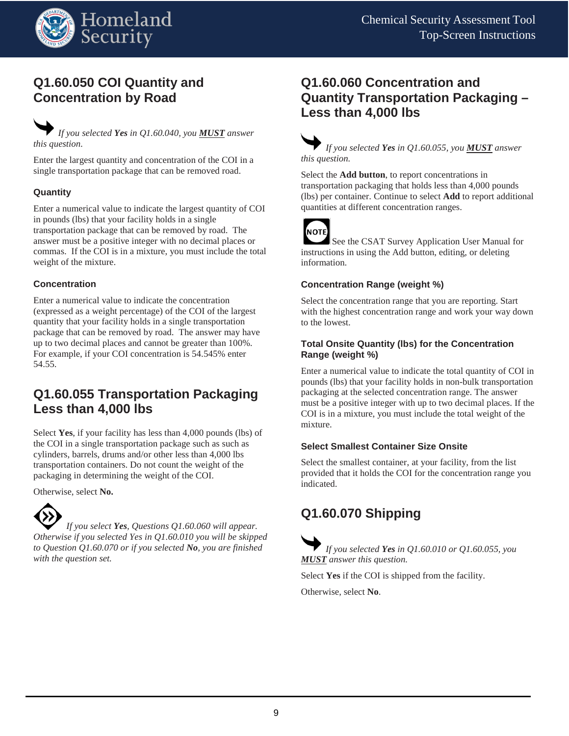## Q1.60.050 COI Quantity and Concentration by Road

*If you selected **Yes** in Q1.60.040, you **MUST** answer this question.*

Enter the largest quantity and concentration of the COI in a single transportation package that can be removed road.

### Quantity

Enter a numerical value to indicate the largest quantity of COI in pounds (lbs) that your facility holds in a single transportation package that can be removed by road. The answer must be a positive integer with no decimal places or commas. If the COI is in a mixture, you must include the total weight of the mixture.

### Concentration

Enter a numerical value to indicate the concentration (expressed as a weight percentage) of the COI of the largest quantity that your facility holds in a single transportation package that can be removed by road. The answer may have up to two decimal places and cannot be greater than 100%. For example, if your COI concentration is 54.545% enter 54.55.

## Q1.60.055 Transportation Packaging Less than 4,000 lbs

Select **Yes**, if your facility has less than 4,000 pounds (lbs) of the COI in a single transportation package such as such as cylinders, barrels, drums and/or other less than 4,000 lbs transportation containers. Do not count the weight of the packaging in determining the weight of the COI.

Otherwise, select **No.**

*If you select **Yes**, Questions Q1.60.060 will appear. Otherwise if you selected Yes in Q1.60.010 you will be skipped to Question Q1.60.070 or if you selected **No**, you are finished with the question set.*

## Q1.60.060 Concentration and Quantity Transportation Packaging – Less than 4,000 lbs

*If you selected **Yes** in Q1.60.055, you **MUST** answer this question.*

Select the **Add button**, to report concentrations in transportation packaging that holds less than 4,000 pounds (lbs) per container. Continue to select **Add** to report additional quantities at different concentration ranges.

NOTE: See the CSAT Survey Application User Manual for instructions in using the Add button, editing, or deleting information.

### Concentration Range (weight %)

Select the concentration range that you are reporting. Start with the highest concentration range and work your way down to the lowest.

### Total Onsite Quantity (lbs) for the Concentration Range (weight %)

Enter a numerical value to indicate the total quantity of COI in pounds (lbs) that your facility holds in non-bulk transportation packaging at the selected concentration range. The answer must be a positive integer with up to two decimal places. If the COI is in a mixture, you must include the total weight of the mixture.

### Select Smallest Container Size Onsite

Select the smallest container, at your facility, from the list provided that it holds the COI for the concentration range you indicated.

## Q1.60.070 Shipping

*If you selected **Yes** in Q1.60.010 or Q1.60.055, you **MUST** answer this question.*

Select **Yes** if the COI is shipped from the facility.

Otherwise, select **No**.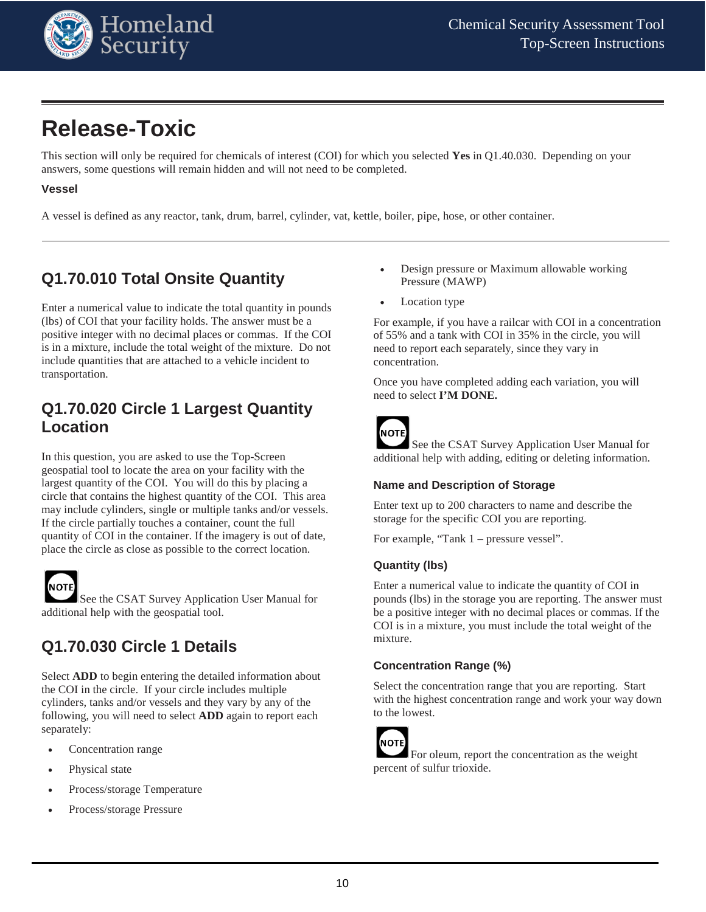# Release-Toxic

This section will only be required for chemicals of interest (COI) for which you selected **Yes** in Q1.40.030. Depending on your answers, some questions will remain hidden and will not need to be completed.

**Vessel**

A vessel is defined as any reactor, tank, drum, barrel, cylinder, vat, kettle, boiler, pipe, hose, or other container.

---

## Q1.70.010 Total Onsite Quantity

Enter a numerical value to indicate the total quantity in pounds (lbs) of COI that your facility holds. The answer must be a positive integer with no decimal places or commas. If the COI is in a mixture, include the total weight of the mixture. Do not include quantities that are attached to a vehicle incident to transportation.

## Q1.70.020 Circle 1 Largest Quantity Location

In this question, you are asked to use the Top-Screen geospatial tool to locate the area on your facility with the largest quantity of the COI. You will do this by placing a circle that contains the highest quantity of the COI. This area may include cylinders, single or multiple tanks and/or vessels. If the circle partially touches a container, count the full quantity of COI in the container. If the imagery is out of date, place the circle as close as possible to the correct location.

NOTE See the CSAT Survey Application User Manual for additional help with the geospatial tool.

## Q1.70.030 Circle 1 Details

Select **ADD** to begin entering the detailed information about the COI in the circle. If your circle includes multiple cylinders, tanks and/or vessels and they vary by any of the following, you will need to select **ADD** again to report each separately:

- Concentration range
- Physical state
- Process/storage Temperature
- Process/storage Pressure
- Design pressure or Maximum allowable working Pressure (MAWP)
- Location type

For example, if you have a railcar with COI in a concentration of 55% and a tank with COI in 35% in the circle, you will need to report each separately, since they vary in concentration.

Once you have completed adding each variation, you will need to select **I'M DONE.**

NOTE See the CSAT Survey Application User Manual for additional help with adding, editing or deleting information.

### Name and Description of Storage

Enter text up to 200 characters to name and describe the storage for the specific COI you are reporting.

For example, "Tank 1 – pressure vessel".

### Quantity (lbs)

Enter a numerical value to indicate the quantity of COI in pounds (lbs) in the storage you are reporting. The answer must be a positive integer with no decimal places or commas. If the COI is in a mixture, you must include the total weight of the mixture.

### Concentration Range (%)

Select the concentration range that you are reporting. Start with the highest concentration range and work your way down to the lowest.

NOTE For oleum, report the concentration as the weight percent of sulfur trioxide.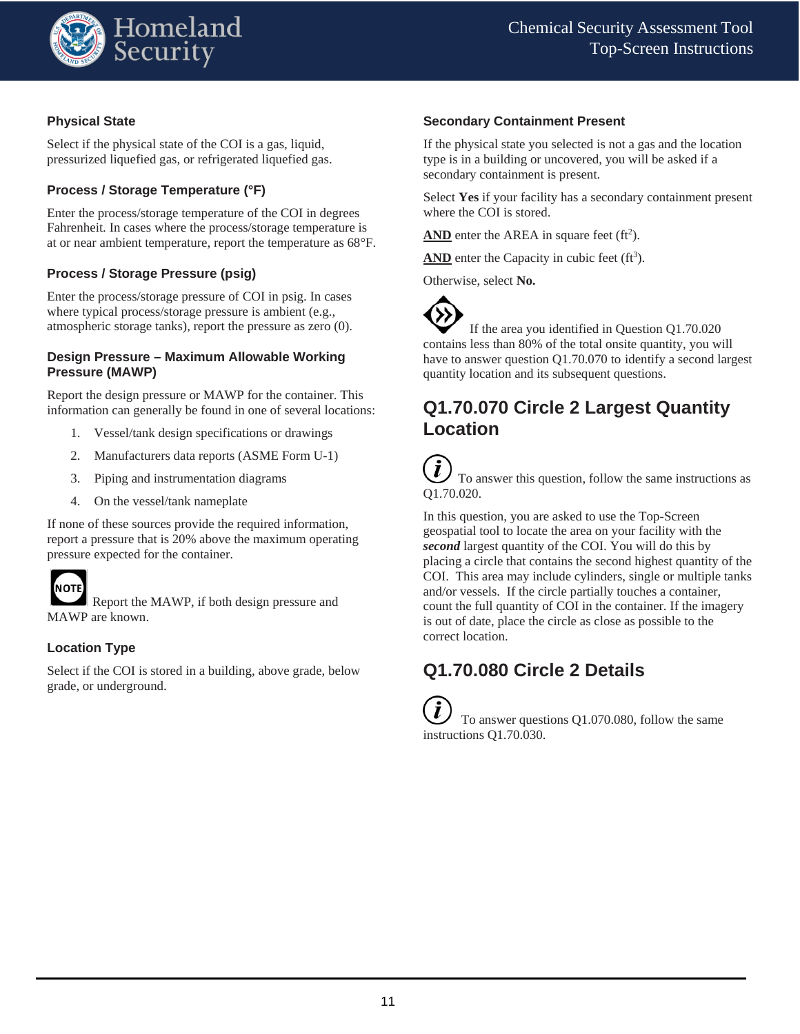### Physical State

Select if the physical state of the COI is a gas, liquid, pressurized liquefied gas, or refrigerated liquefied gas.

### Process / Storage Temperature (°F)

Enter the process/storage temperature of the COI in degrees Fahrenheit. In cases where the process/storage temperature is at or near ambient temperature, report the temperature as 68°F.

### Process / Storage Pressure (psig)

Enter the process/storage pressure of COI in psig. In cases where typical process/storage pressure is ambient (e.g., atmospheric storage tanks), report the pressure as zero (0).

### Design Pressure – Maximum Allowable Working Pressure (MAWP)

Report the design pressure or MAWP for the container. This information can generally be found in one of several locations:

1. Vessel/tank design specifications or drawings
2. Manufacturers data reports (ASME Form U-1)
3. Piping and instrumentation diagrams
4. On the vessel/tank nameplate

If none of these sources provide the required information, report a pressure that is 20% above the maximum operating pressure expected for the container.

NOTE: Report the MAWP, if both design pressure and MAWP are known.

### Location Type

Select if the COI is stored in a building, above grade, below grade, or underground.

### Secondary Containment Present

If the physical state you selected is not a gas and the location type is in a building or uncovered, you will be asked if a secondary containment is present.

Select **Yes** if your facility has a secondary containment present where the COI is stored.

**AND** enter the AREA in square feet ($ft^2$).

**AND** enter the Capacity in cubic feet ($ft^3$).

Otherwise, select **No.**

If the area you identified in Question Q1.70.020 contains less than 80% of the total onsite quantity, you will have to answer question Q1.70.070 to identify a second largest quantity location and its subsequent questions.

## Q1.70.070 Circle 2 Largest Quantity Location

To answer this question, follow the same instructions as Q1.70.020.

In this question, you are asked to use the Top-Screen geospatial tool to locate the area on your facility with the ***second*** largest quantity of the COI. You will do this by placing a circle that contains the second highest quantity of the COI. This area may include cylinders, single or multiple tanks and/or vessels. If the circle partially touches a container, count the full quantity of COI in the container. If the imagery is out of date, place the circle as close as possible to the correct location.

## Q1.70.080 Circle 2 Details

To answer questions Q1.070.080, follow the same instructions Q1.70.030.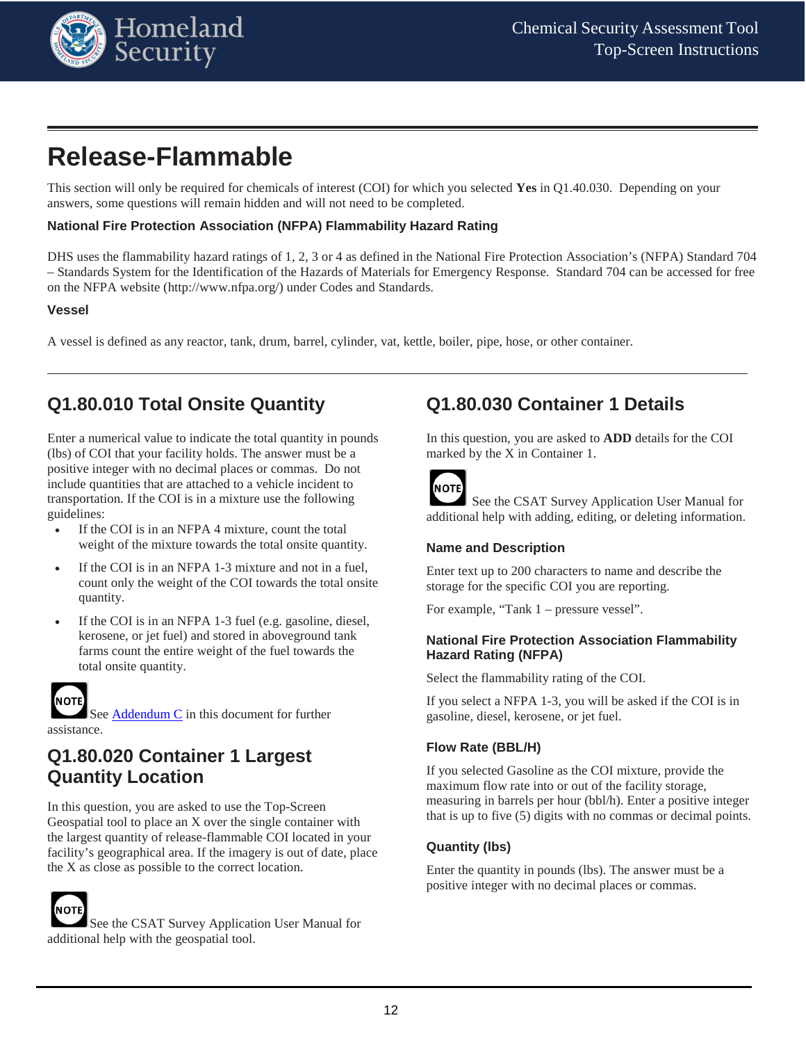# Release-Flammable

This section will only be required for chemicals of interest (COI) for which you selected **Yes** in Q1.40.030. Depending on your answers, some questions will remain hidden and will not need to be completed.

### National Fire Protection Association (NFPA) Flammability Hazard Rating

DHS uses the flammability hazard ratings of 1, 2, 3 or 4 as defined in the National Fire Protection Association's (NFPA) Standard 704 – Standards System for the Identification of the Hazards of Materials for Emergency Response. Standard 704 can be accessed for free on the NFPA website (http://www.nfpa.org/) under Codes and Standards.

### Vessel

A vessel is defined as any reactor, tank, drum, barrel, cylinder, vat, kettle, boiler, pipe, hose, or other container.

---

## Q1.80.010 Total Onsite Quantity

Enter a numerical value to indicate the total quantity in pounds (lbs) of COI that your facility holds. The answer must be a positive integer with no decimal places or commas. Do not include quantities that are attached to a vehicle incident to transportation. If the COI is in a mixture use the following guidelines:

- If the COI is in an NFPA 4 mixture, count the total weight of the mixture towards the total onsite quantity.
- If the COI is in an NFPA 1-3 mixture and not in a fuel, count only the weight of the COI towards the total onsite quantity.
- If the COI is in an NFPA 1-3 fuel (e.g. gasoline, diesel, kerosene, or jet fuel) and stored in aboveground tank farms count the entire weight of the fuel towards the total onsite quantity.

NOTE: See Addendum C in this document for further assistance.

## Q1.80.020 Container 1 Largest Quantity Location

In this question, you are asked to use the Top-Screen Geospatial tool to place an X over the single container with the largest quantity of release-flammable COI located in your facility's geographical area. If the imagery is out of date, place the X as close as possible to the correct location.

NOTE: See the CSAT Survey Application User Manual for additional help with the geospatial tool.

## Q1.80.030 Container 1 Details

In this question, you are asked to **ADD** details for the COI marked by the X in Container 1.

NOTE: See the CSAT Survey Application User Manual for additional help with adding, editing, or deleting information.

### Name and Description

Enter text up to 200 characters to name and describe the storage for the specific COI you are reporting.

For example, "Tank 1 – pressure vessel".

### National Fire Protection Association Flammability Hazard Rating (NFPA)

Select the flammability rating of the COI.

If you select a NFPA 1-3, you will be asked if the COI is in gasoline, diesel, kerosene, or jet fuel.

### Flow Rate (BBL/H)

If you selected Gasoline as the COI mixture, provide the maximum flow rate into or out of the facility storage, measuring in barrels per hour (bbl/h). Enter a positive integer that is up to five (5) digits with no commas or decimal points.

### Quantity (lbs)

Enter the quantity in pounds (lbs). The answer must be a positive integer with no decimal places or commas.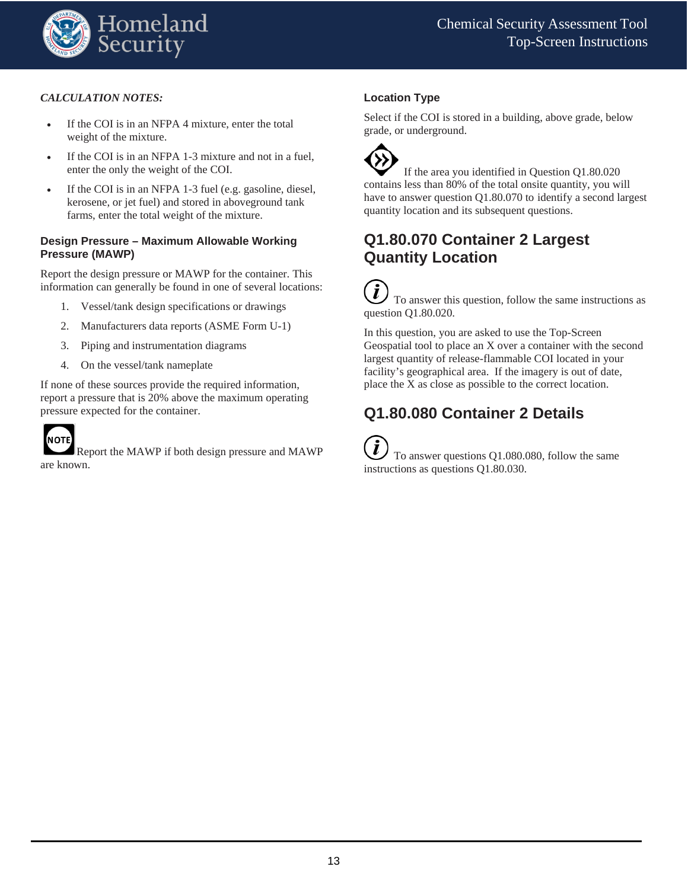*CALCULATION NOTES:*

- If the COI is in an NFPA 4 mixture, enter the total weight of the mixture.
- If the COI is in an NFPA 1-3 mixture and not in a fuel, enter the only the weight of the COI.
- If the COI is in an NFPA 1-3 fuel (e.g. gasoline, diesel, kerosene, or jet fuel) and stored in aboveground tank farms, enter the total weight of the mixture.

**Design Pressure – Maximum Allowable Working Pressure (MAWP)**

Report the design pressure or MAWP for the container. This information can generally be found in one of several locations:

1. Vessel/tank design specifications or drawings
2. Manufacturers data reports (ASME Form U-1)
3. Piping and instrumentation diagrams
4. On the vessel/tank nameplate

If none of these sources provide the required information, report a pressure that is 20% above the maximum operating pressure expected for the container.

NOTE Report the MAWP if both design pressure and MAWP are known.

**Location Type**

Select if the COI is stored in a building, above grade, below grade, or underground.

If the area you identified in Question Q1.80.020 contains less than 80% of the total onsite quantity, you will have to answer question Q1.80.070 to identify a second largest quantity location and its subsequent questions.

## Q1.80.070 Container 2 Largest Quantity Location

To answer this question, follow the same instructions as question Q1.80.020.

In this question, you are asked to use the Top-Screen Geospatial tool to place an X over a container with the second largest quantity of release-flammable COI located in your facility's geographical area. If the imagery is out of date, place the X as close as possible to the correct location.

## Q1.80.080 Container 2 Details

To answer questions Q1.080.080, follow the same instructions as questions Q1.80.030.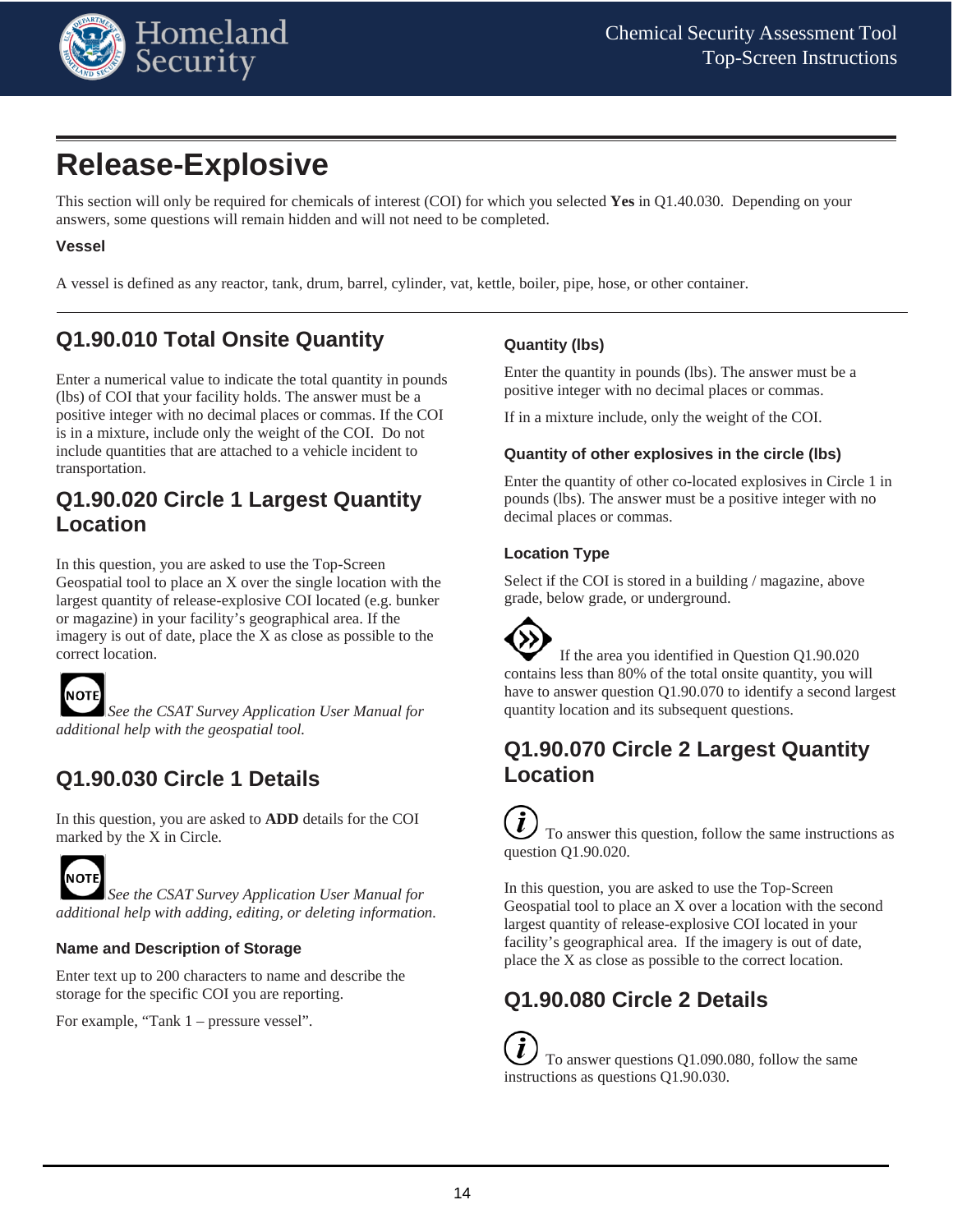# Release-Explosive

This section will only be required for chemicals of interest (COI) for which you selected **Yes** in Q1.40.030. Depending on your answers, some questions will remain hidden and will not need to be completed.

**Vessel**

A vessel is defined as any reactor, tank, drum, barrel, cylinder, vat, kettle, boiler, pipe, hose, or other container.

## Q1.90.010 Total Onsite Quantity

Enter a numerical value to indicate the total quantity in pounds (lbs) of COI that your facility holds. The answer must be a positive integer with no decimal places or commas. If the COI is in a mixture, include only the weight of the COI. Do not include quantities that are attached to a vehicle incident to transportation.

## Q1.90.020 Circle 1 Largest Quantity Location

In this question, you are asked to use the Top-Screen Geospatial tool to place an X over the single location with the largest quantity of release-explosive COI located (e.g. bunker or magazine) in your facility's geographical area. If the imagery is out of date, place the X as close as possible to the correct location.

NOTE *See the CSAT Survey Application User Manual for additional help with the geospatial tool.*

## Q1.90.030 Circle 1 Details

In this question, you are asked to **ADD** details for the COI marked by the X in Circle.

NOTE *See the CSAT Survey Application User Manual for additional help with adding, editing, or deleting information.*

### Name and Description of Storage

Enter text up to 200 characters to name and describe the storage for the specific COI you are reporting.

For example, "Tank 1 – pressure vessel".

### Quantity (lbs)

Enter the quantity in pounds (lbs). The answer must be a positive integer with no decimal places or commas.

If in a mixture include, only the weight of the COI.

### Quantity of other explosives in the circle (lbs)

Enter the quantity of other co-located explosives in Circle 1 in pounds (lbs). The answer must be a positive integer with no decimal places or commas.

### Location Type

Select if the COI is stored in a building / magazine, above grade, below grade, or underground.

If the area you identified in Question Q1.90.020 contains less than 80% of the total onsite quantity, you will have to answer question Q1.90.070 to identify a second largest quantity location and its subsequent questions.

## Q1.90.070 Circle 2 Largest Quantity Location

To answer this question, follow the same instructions as question Q1.90.020.

In this question, you are asked to use the Top-Screen Geospatial tool to place an X over a location with the second largest quantity of release-explosive COI located in your facility's geographical area. If the imagery is out of date, place the X as close as possible to the correct location.

## Q1.90.080 Circle 2 Details

To answer questions Q1.090.080, follow the same instructions as questions Q1.90.030.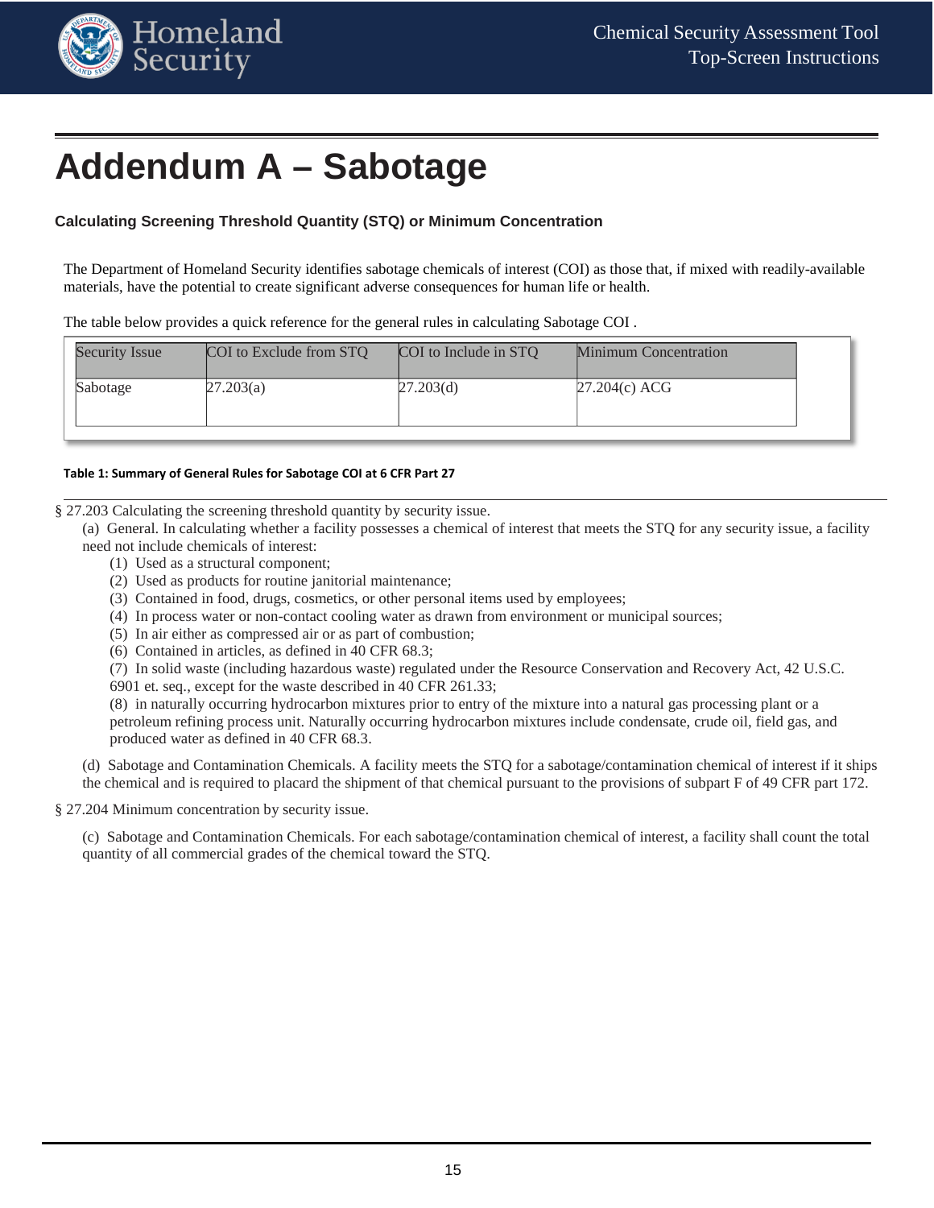# Addendum A – Sabotage

### Calculating Screening Threshold Quantity (STQ) or Minimum Concentration

The Department of Homeland Security identifies sabotage chemicals of interest (COI) as those that, if mixed with readily-available materials, have the potential to create significant adverse consequences for human life or health.

The table below provides a quick reference for the general rules in calculating Sabotage COI .

| Security Issue | COI to Exclude from STQ | COI to Include in STQ | Minimum Concentration |
| --- | --- | --- | --- |
| Sabotage | 27.203(a) | 27.203(d) | 27.204(c) ACG |

**Table 1: Summary of General Rules for Sabotage COI at 6 CFR Part 27**

§ 27.203 Calculating the screening threshold quantity by security issue.

(a) General. In calculating whether a facility possesses a chemical of interest that meets the STQ for any security issue, a facility need not include chemicals of interest:

(1) Used as a structural component;
(2) Used as products for routine janitorial maintenance;
(3) Contained in food, drugs, cosmetics, or other personal items used by employees;
(4) In process water or non-contact cooling water as drawn from environment or municipal sources;
(5) In air either as compressed air or as part of combustion;
(6) Contained in articles, as defined in 40 CFR 68.3;
(7) In solid waste (including hazardous waste) regulated under the Resource Conservation and Recovery Act, 42 U.S.C. 6901 et. seq., except for the waste described in 40 CFR 261.33;
(8) in naturally occurring hydrocarbon mixtures prior to entry of the mixture into a natural gas processing plant or a petroleum refining process unit. Naturally occurring hydrocarbon mixtures include condensate, crude oil, field gas, and produced water as defined in 40 CFR 68.3.

(d) Sabotage and Contamination Chemicals. A facility meets the STQ for a sabotage/contamination chemical of interest if it ships the chemical and is required to placard the shipment of that chemical pursuant to the provisions of subpart F of 49 CFR part 172.

§ 27.204 Minimum concentration by security issue.

(c) Sabotage and Contamination Chemicals. For each sabotage/contamination chemical of interest, a facility shall count the total quantity of all commercial grades of the chemical toward the STQ.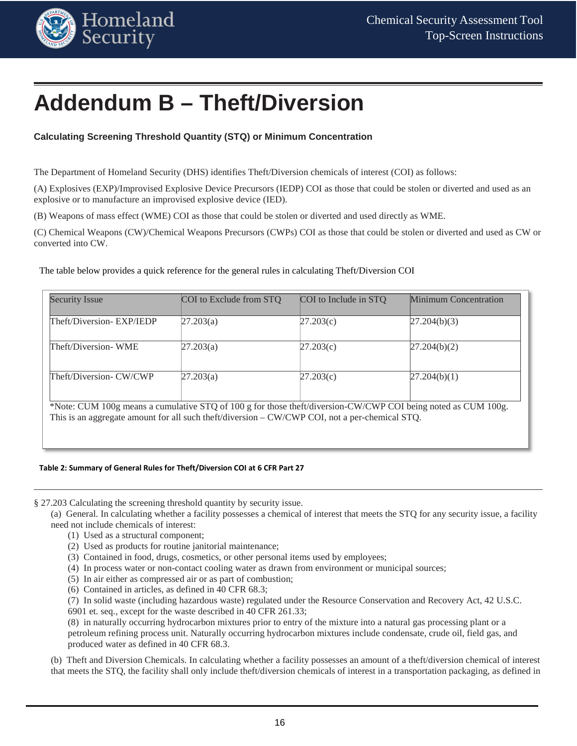# Addendum B – Theft/Diversion

**Calculating Screening Threshold Quantity (STQ) or Minimum Concentration**

The Department of Homeland Security (DHS) identifies Theft/Diversion chemicals of interest (COI) as follows:

(A) Explosives (EXP)/Improvised Explosive Device Precursors (IEDP) COI as those that could be stolen or diverted and used as an explosive or to manufacture an improvised explosive device (IED).

(B) Weapons of mass effect (WME) COI as those that could be stolen or diverted and used directly as WME.

(C) Chemical Weapons (CW)/Chemical Weapons Precursors (CWPs) COI as those that could be stolen or diverted and used as CW or converted into CW.

The table below provides a quick reference for the general rules in calculating Theft/Diversion COI

| Security Issue | COI to Exclude from STQ | COI to Include in STQ | Minimum Concentration |
|---|---|---|---|
| Theft/Diversion- EXP/IEDP | 27.203(a) | 27.203(c) | 27.204(b)(3) |
| Theft/Diversion- WME | 27.203(a) | 27.203(c) | 27.204(b)(2) |
| Theft/Diversion- CW/CWP | 27.203(a) | 27.203(c) | 27.204(b)(1) |

*Note: CUM 100g means a cumulative STQ of 100 g for those theft/diversion-CW/CWP COI being noted as CUM 100g. This is an aggregate amount for all such theft/diversion – CW/CWP COI, not a per-chemical STQ.

**Table 2: Summary of General Rules for Theft/Diversion COI at 6 CFR Part 27**

§ 27.203 Calculating the screening threshold quantity by security issue.

(a) General. In calculating whether a facility possesses a chemical of interest that meets the STQ for any security issue, a facility need not include chemicals of interest:

(1) Used as a structural component;
(2) Used as products for routine janitorial maintenance;
(3) Contained in food, drugs, cosmetics, or other personal items used by employees;
(4) In process water or non-contact cooling water as drawn from environment or municipal sources;
(5) In air either as compressed air or as part of combustion;
(6) Contained in articles, as defined in 40 CFR 68.3;
(7) In solid waste (including hazardous waste) regulated under the Resource Conservation and Recovery Act, 42 U.S.C. 6901 et. seq., except for the waste described in 40 CFR 261.33;
(8) in naturally occurring hydrocarbon mixtures prior to entry of the mixture into a natural gas processing plant or a petroleum refining process unit. Naturally occurring hydrocarbon mixtures include condensate, crude oil, field gas, and produced water as defined in 40 CFR 68.3.

(b) Theft and Diversion Chemicals. In calculating whether a facility possesses an amount of a theft/diversion chemical of interest that meets the STQ, the facility shall only include theft/diversion chemicals of interest in a transportation packaging, as defined in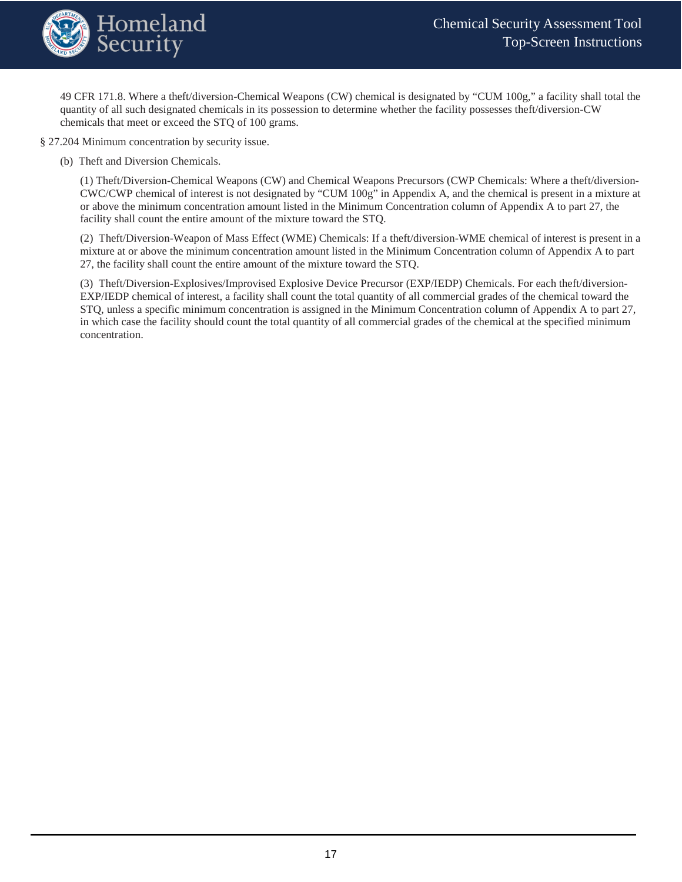49 CFR 171.8. Where a theft/diversion-Chemical Weapons (CW) chemical is designated by "CUM 100g," a facility shall total the quantity of all such designated chemicals in its possession to determine whether the facility possesses theft/diversion-CW chemicals that meet or exceed the STQ of 100 grams.

§ 27.204 Minimum concentration by security issue.

(b) Theft and Diversion Chemicals.

(1) Theft/Diversion-Chemical Weapons (CW) and Chemical Weapons Precursors (CWP Chemicals: Where a theft/diversion-CWC/CWP chemical of interest is not designated by "CUM 100g" in Appendix A, and the chemical is present in a mixture at or above the minimum concentration amount listed in the Minimum Concentration column of Appendix A to part 27, the facility shall count the entire amount of the mixture toward the STQ.

(2) Theft/Diversion-Weapon of Mass Effect (WME) Chemicals: If a theft/diversion-WME chemical of interest is present in a mixture at or above the minimum concentration amount listed in the Minimum Concentration column of Appendix A to part 27, the facility shall count the entire amount of the mixture toward the STQ.

(3) Theft/Diversion-Explosives/Improvised Explosive Device Precursor (EXP/IEDP) Chemicals. For each theft/diversion-EXP/IEDP chemical of interest, a facility shall count the total quantity of all commercial grades of the chemical toward the STQ, unless a specific minimum concentration is assigned in the Minimum Concentration column of Appendix A to part 27, in which case the facility should count the total quantity of all commercial grades of the chemical at the specified minimum concentration.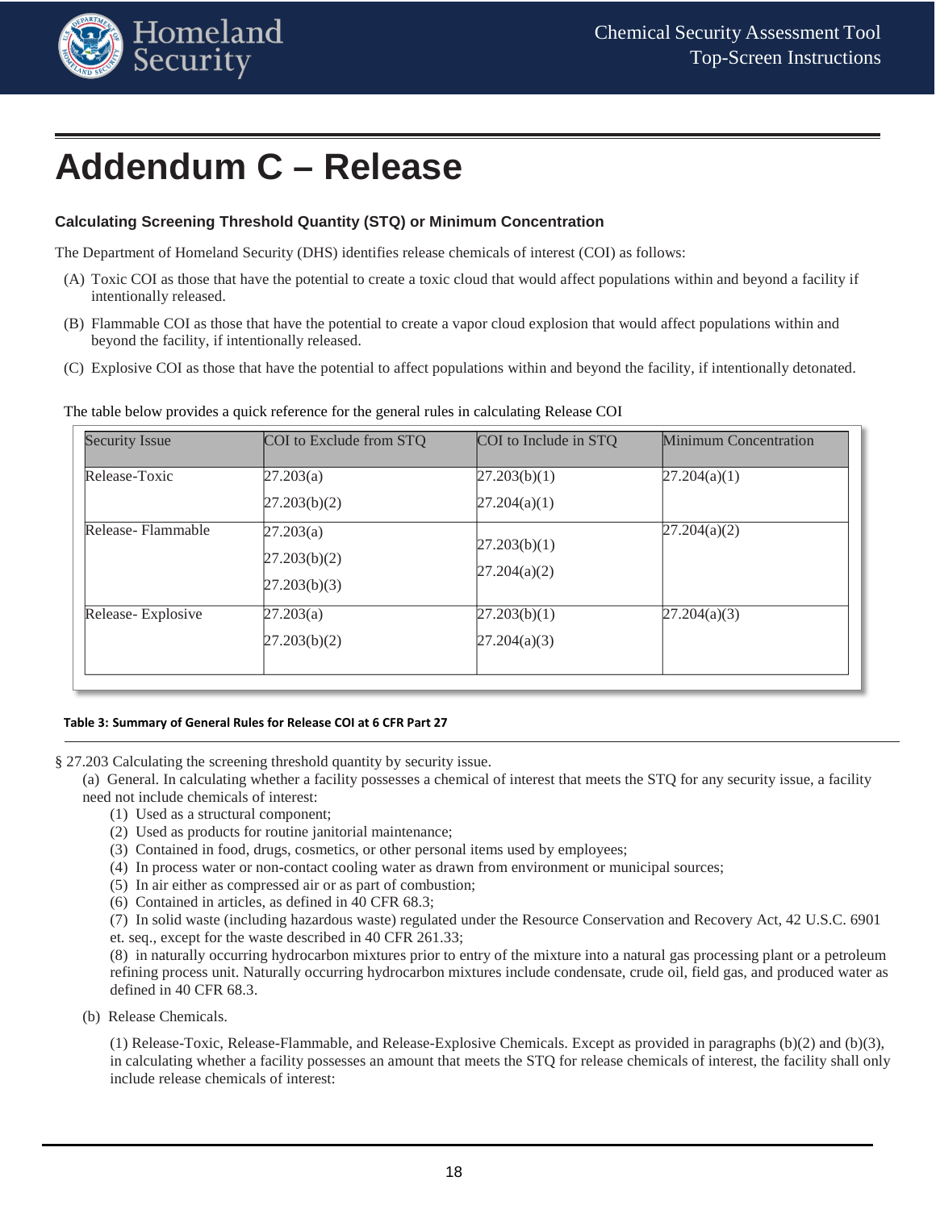# Addendum C – Release

### Calculating Screening Threshold Quantity (STQ) or Minimum Concentration

The Department of Homeland Security (DHS) identifies release chemicals of interest (COI) as follows:

(A) Toxic COI as those that have the potential to create a toxic cloud that would affect populations within and beyond a facility if intentionally released.

(B) Flammable COI as those that have the potential to create a vapor cloud explosion that would affect populations within and beyond the facility, if intentionally released.

(C) Explosive COI as those that have the potential to affect populations within and beyond the facility, if intentionally detonated.

The table below provides a quick reference for the general rules in calculating Release COI

| Security Issue | COI to Exclude from STQ | COI to Include in STQ | Minimum Concentration |
|---|---|---|---|
| Release-Toxic | 27.203(a)<br>27.203(b)(2) | 27.203(b)(1)<br>27.204(a)(1) | 27.204(a)(1) |
| Release- Flammable | 27.203(a)<br>27.203(b)(2)<br>27.203(b)(3) | 27.203(b)(1)<br>27.204(a)(2) | 27.204(a)(2) |
| Release- Explosive | 27.203(a)<br>27.203(b)(2) | 27.203(b)(1)<br>27.204(a)(3) | 27.204(a)(3) |

**Table 3: Summary of General Rules for Release COI at 6 CFR Part 27**

§ 27.203 Calculating the screening threshold quantity by security issue.

(a) General. In calculating whether a facility possesses a chemical of interest that meets the STQ for any security issue, a facility need not include chemicals of interest:

(1) Used as a structural component;
(2) Used as products for routine janitorial maintenance;
(3) Contained in food, drugs, cosmetics, or other personal items used by employees;
(4) In process water or non-contact cooling water as drawn from environment or municipal sources;
(5) In air either as compressed air or as part of combustion;
(6) Contained in articles, as defined in 40 CFR 68.3;
(7) In solid waste (including hazardous waste) regulated under the Resource Conservation and Recovery Act, 42 U.S.C. 6901 et. seq., except for the waste described in 40 CFR 261.33;
(8) in naturally occurring hydrocarbon mixtures prior to entry of the mixture into a natural gas processing plant or a petroleum refining process unit. Naturally occurring hydrocarbon mixtures include condensate, crude oil, field gas, and produced water as defined in 40 CFR 68.3.

(b) Release Chemicals.

(1) Release-Toxic, Release-Flammable, and Release-Explosive Chemicals. Except as provided in paragraphs (b)(2) and (b)(3), in calculating whether a facility possesses an amount that meets the STQ for release chemicals of interest, the facility shall only include release chemicals of interest: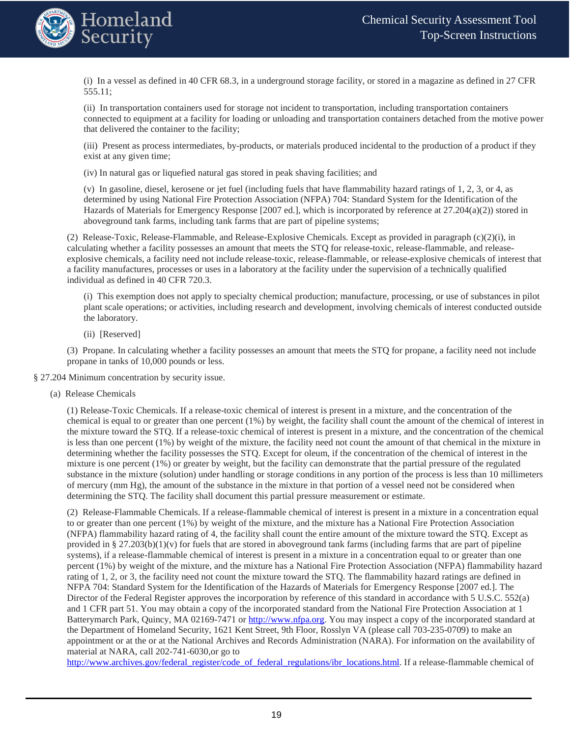(i) In a vessel as defined in 40 CFR 68.3, in a underground storage facility, or stored in a magazine as defined in 27 CFR 555.11;

(ii) In transportation containers used for storage not incident to transportation, including transportation containers connected to equipment at a facility for loading or unloading and transportation containers detached from the motive power that delivered the container to the facility;

(iii) Present as process intermediates, by-products, or materials produced incidental to the production of a product if they exist at any given time;

(iv) In natural gas or liquefied natural gas stored in peak shaving facilities; and

(v) In gasoline, diesel, kerosene or jet fuel (including fuels that have flammability hazard ratings of 1, 2, 3, or 4, as determined by using National Fire Protection Association (NFPA) 704: Standard System for the Identification of the Hazards of Materials for Emergency Response [2007 ed.], which is incorporated by reference at 27.204(a)(2)) stored in aboveground tank farms, including tank farms that are part of pipeline systems;

(2) Release-Toxic, Release-Flammable, and Release-Explosive Chemicals. Except as provided in paragraph (c)(2)(i), in calculating whether a facility possesses an amount that meets the STQ for release-toxic, release-flammable, and release-explosive chemicals, a facility need not include release-toxic, release-flammable, or release-explosive chemicals of interest that a facility manufactures, processes or uses in a laboratory at the facility under the supervision of a technically qualified individual as defined in 40 CFR 720.3.

(i) This exemption does not apply to specialty chemical production; manufacture, processing, or use of substances in pilot plant scale operations; or activities, including research and development, involving chemicals of interest conducted outside the laboratory.

(ii) [Reserved]

(3) Propane. In calculating whether a facility possesses an amount that meets the STQ for propane, a facility need not include propane in tanks of 10,000 pounds or less.

§ 27.204 Minimum concentration by security issue.

(a) Release Chemicals

(1) Release-Toxic Chemicals. If a release-toxic chemical of interest is present in a mixture, and the concentration of the chemical is equal to or greater than one percent (1%) by weight, the facility shall count the amount of the chemical of interest in the mixture toward the STQ. If a release-toxic chemical of interest is present in a mixture, and the concentration of the chemical is less than one percent (1%) by weight of the mixture, the facility need not count the amount of that chemical in the mixture in determining whether the facility possesses the STQ. Except for oleum, if the concentration of the chemical of interest in the mixture is one percent (1%) or greater by weight, but the facility can demonstrate that the partial pressure of the regulated substance in the mixture (solution) under handling or storage conditions in any portion of the process is less than 10 millimeters of mercury (mm Hg), the amount of the substance in the mixture in that portion of a vessel need not be considered when determining the STQ. The facility shall document this partial pressure measurement or estimate.

(2) Release-Flammable Chemicals. If a release-flammable chemical of interest is present in a mixture in a concentration equal to or greater than one percent (1%) by weight of the mixture, and the mixture has a National Fire Protection Association (NFPA) flammability hazard rating of 4, the facility shall count the entire amount of the mixture toward the STQ. Except as provided in § 27.203(b)(1)(v) for fuels that are stored in aboveground tank farms (including farms that are part of pipeline systems), if a release-flammable chemical of interest is present in a mixture in a concentration equal to or greater than one percent (1%) by weight of the mixture, and the mixture has a National Fire Protection Association (NFPA) flammability hazard rating of 1, 2, or 3, the facility need not count the mixture toward the STQ. The flammability hazard ratings are defined in NFPA 704: Standard System for the Identification of the Hazards of Materials for Emergency Response [2007 ed.]. The Director of the Federal Register approves the incorporation by reference of this standard in accordance with 5 U.S.C. 552(a) and 1 CFR part 51. You may obtain a copy of the incorporated standard from the National Fire Protection Association at 1 Batterymarch Park, Quincy, MA 02169-7471 or http://www.nfpa.org. You may inspect a copy of the incorporated standard at the Department of Homeland Security, 1621 Kent Street, 9th Floor, Rosslyn VA (please call 703-235-0709) to make an appointment or at the or at the National Archives and Records Administration (NARA). For information on the availability of material at NARA, call 202-741-6030,or go to http://www.archives.gov/federal_register/code_of_federal_regulations/ibr_locations.html. If a release-flammable chemical of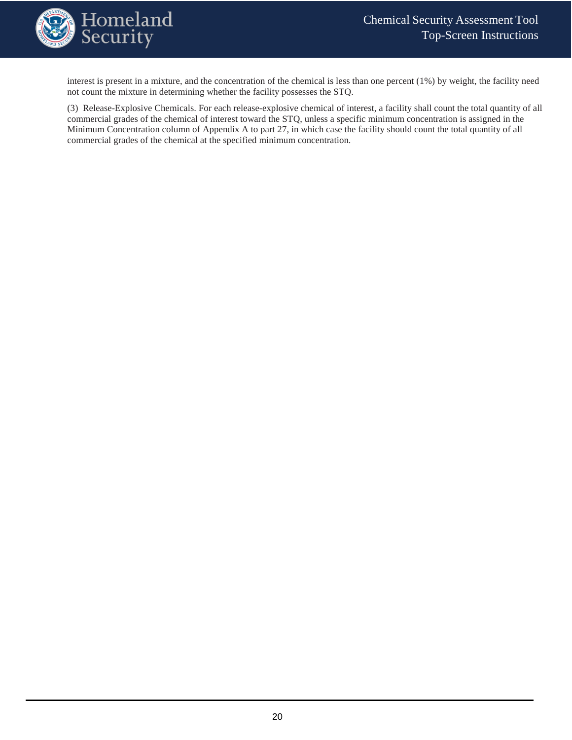interest is present in a mixture, and the concentration of the chemical is less than one percent (1%) by weight, the facility need not count the mixture in determining whether the facility possesses the STQ.

(3) Release-Explosive Chemicals. For each release-explosive chemical of interest, a facility shall count the total quantity of all commercial grades of the chemical of interest toward the STQ, unless a specific minimum concentration is assigned in the Minimum Concentration column of Appendix A to part 27, in which case the facility should count the total quantity of all commercial grades of the chemical at the specified minimum concentration.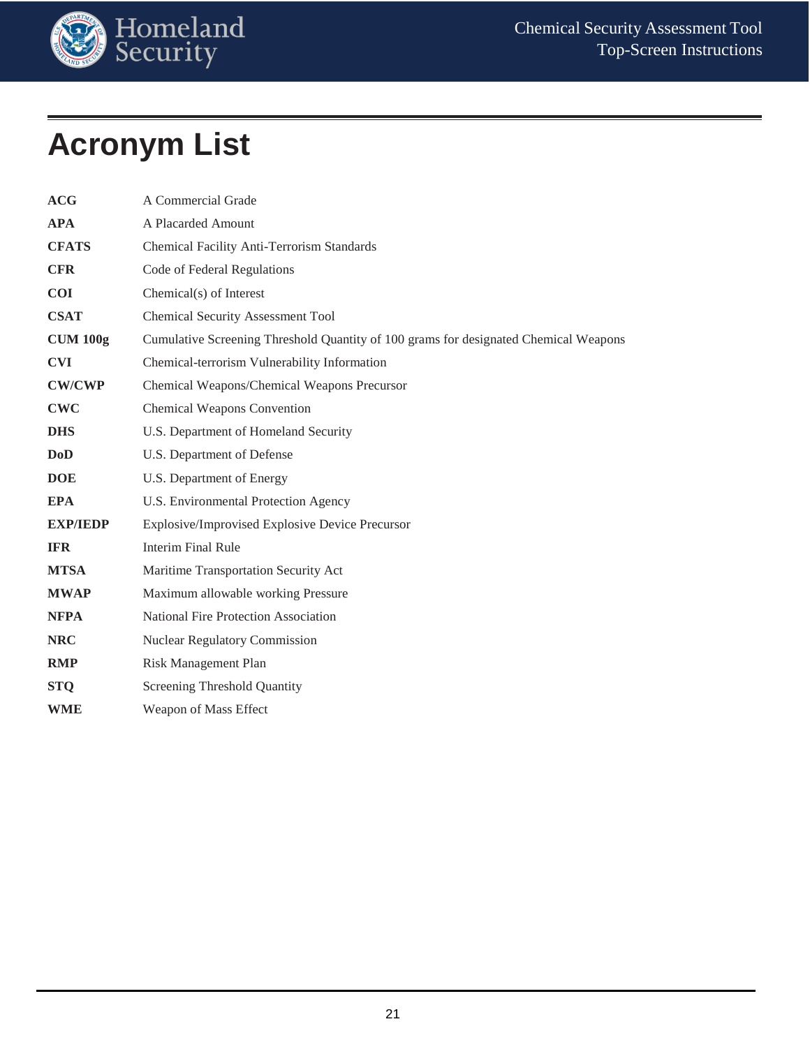# Acronym List

| | |
|---|---|
| **ACG** | A Commercial Grade |
| **APA** | A Placarded Amount |
| **CFATS** | Chemical Facility Anti-Terrorism Standards |
| **CFR** | Code of Federal Regulations |
| **COI** | Chemical(s) of Interest |
| **CSAT** | Chemical Security Assessment Tool |
| **CUM 100g** | Cumulative Screening Threshold Quantity of 100 grams for designated Chemical Weapons |
| **CVI** | Chemical-terrorism Vulnerability Information |
| **CW/CWP** | Chemical Weapons/Chemical Weapons Precursor |
| **CWC** | Chemical Weapons Convention |
| **DHS** | U.S. Department of Homeland Security |
| **DoD** | U.S. Department of Defense |
| **DOE** | U.S. Department of Energy |
| **EPA** | U.S. Environmental Protection Agency |
| **EXP/IEDP** | Explosive/Improvised Explosive Device Precursor |
| **IFR** | Interim Final Rule |
| **MTSA** | Maritime Transportation Security Act |
| **MWAP** | Maximum allowable working Pressure |
| **NFPA** | National Fire Protection Association |
| **NRC** | Nuclear Regulatory Commission |
| **RMP** | Risk Management Plan |
| **STQ** | Screening Threshold Quantity |
| **WME** | Weapon of Mass Effect |